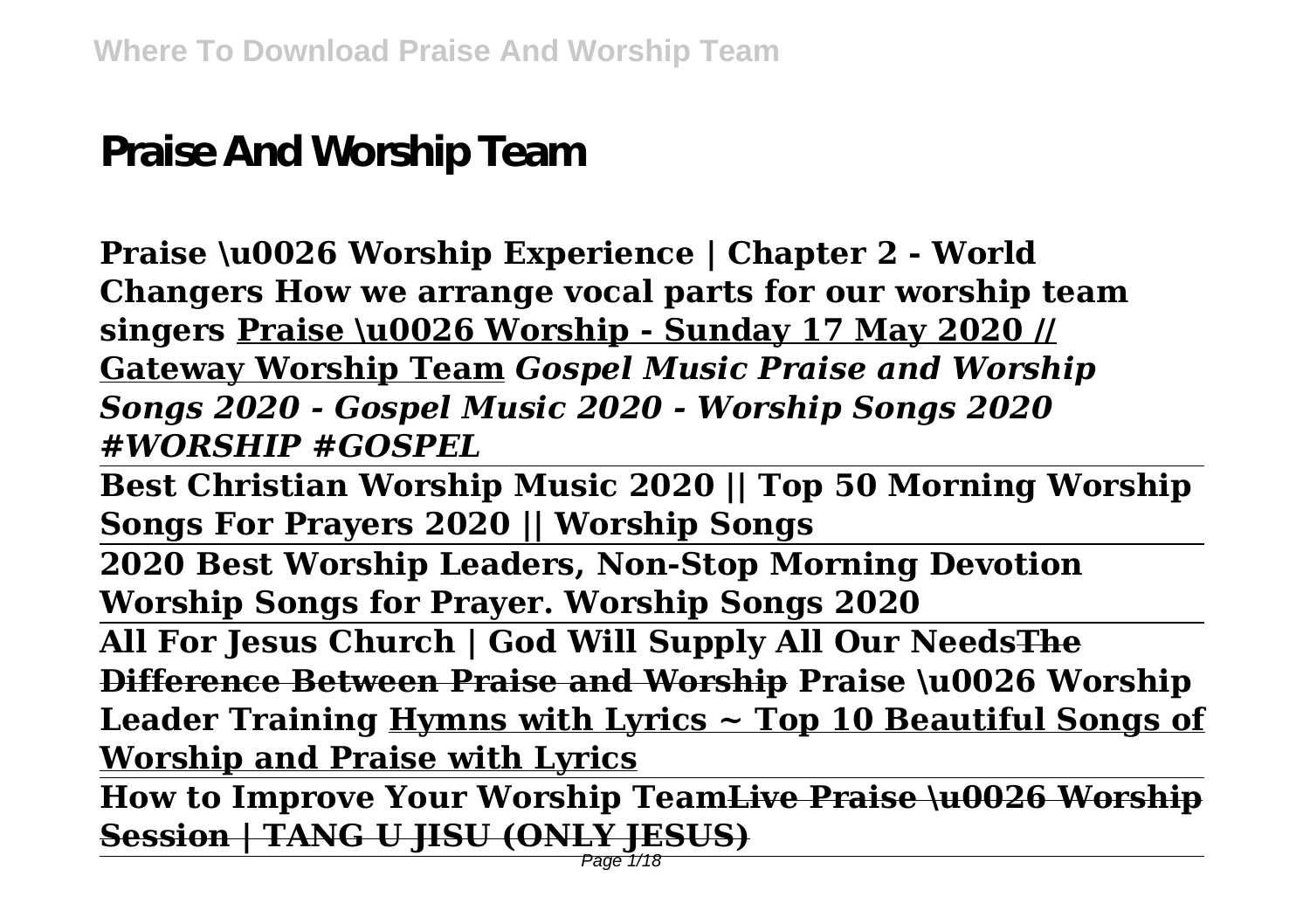# Praise And Worship Team

**Praise \u0026 Worship Experience | Chapter 2 - World Changers How we arrange vocal parts for our worship team singers Praise \u0026 Worship - Sunday 17 May 2020 // Gateway Worship Team** ***Gospel Music Praise and Worship Songs 2020 - Gospel Music 2020 - Worship Songs 2020 #WORSHIP #GOSPEL***

**Best Christian Worship Music 2020 || Top 50 Morning Worship Songs For Prayers 2020 || Worship Songs**

**2020 Best Worship Leaders, Non-Stop Morning Devotion Worship Songs for Prayer. Worship Songs 2020**

**All For Jesus Church | God Will Supply All Our Needs~~The Difference Between Praise and Worship~~ Praise \u0026 Worship Leader Training Hymns with Lyrics ~ Top 10 Beautiful Songs of Worship and Praise with Lyrics**

**How to Improve Your Worship Team~~Live Praise \u0026 Worship Session | TANG U JISU (ONLY JESUS)~~**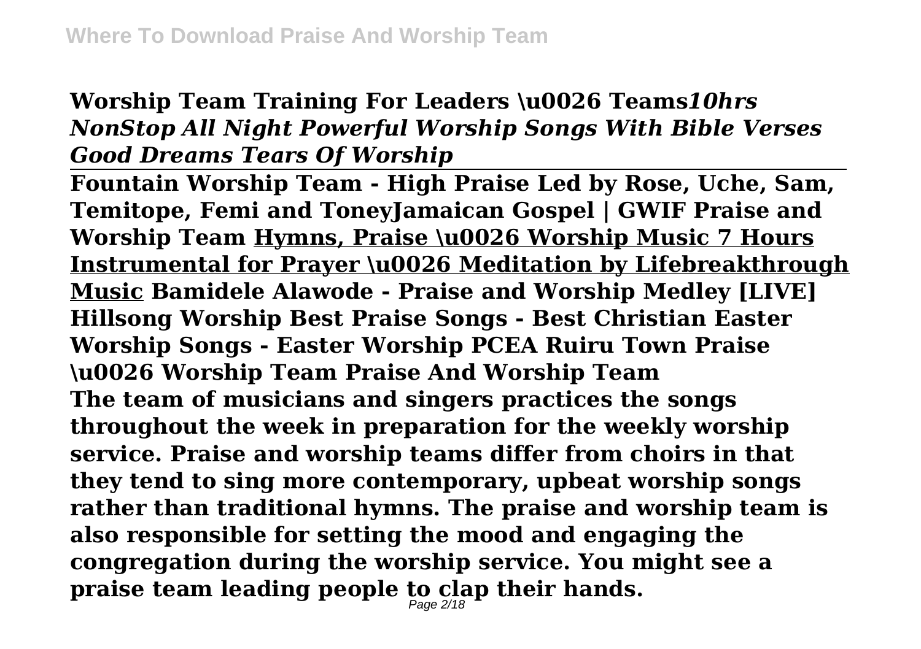**Worship Team Training For Leaders \u0026 Teams*10hrs NonStop All Night Powerful Worship Songs With Bible Verses Good Dreams Tears Of Worship***

**Fountain Worship Team - High Praise Led by Rose, Uche, Sam, Temitope, Femi and ToneyJamaican Gospel | GWIF Praise and Worship Team <u>Hymns, Praise \u0026 Worship Music 7 Hours Instrumental for Prayer \u0026 Meditation by Lifebreakthrough Music</u> Bamidele Alawode - Praise and Worship Medley [LIVE] Hillsong Worship Best Praise Songs - Best Christian Easter Worship Songs - Easter Worship PCEA Ruiru Town Praise \u0026 Worship Team Praise And Worship Team**

**The team of musicians and singers practices the songs throughout the week in preparation for the weekly worship service. Praise and worship teams differ from choirs in that they tend to sing more contemporary, upbeat worship songs rather than traditional hymns. The praise and worship team is also responsible for setting the mood and engaging the congregation during the worship service. You might see a praise team leading people to clap their hands.**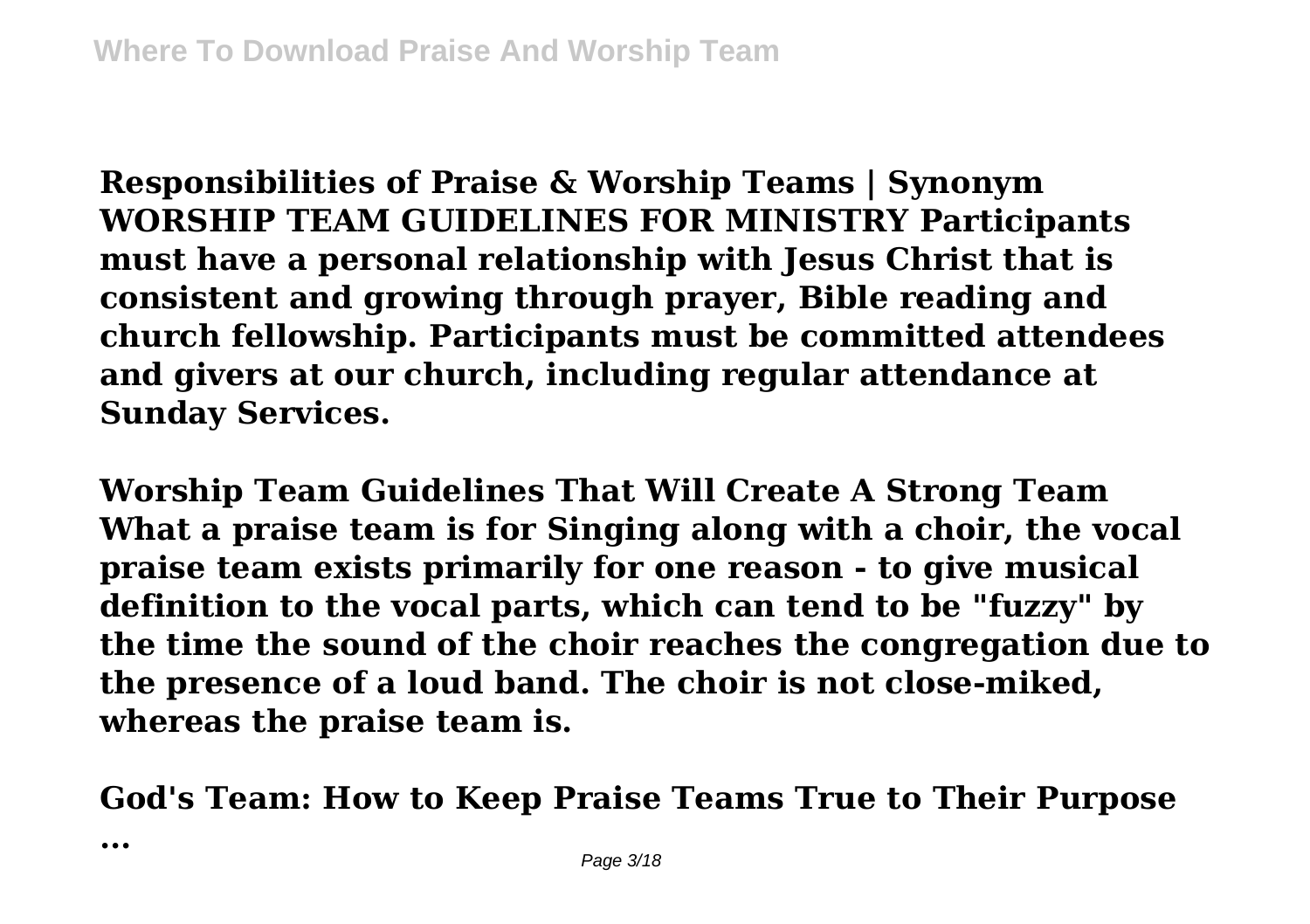**Responsibilities of Praise & Worship Teams | Synonym WORSHIP TEAM GUIDELINES FOR MINISTRY Participants must have a personal relationship with Jesus Christ that is consistent and growing through prayer, Bible reading and church fellowship. Participants must be committed attendees and givers at our church, including regular attendance at Sunday Services.**

**Worship Team Guidelines That Will Create A Strong Team What a praise team is for Singing along with a choir, the vocal praise team exists primarily for one reason - to give musical definition to the vocal parts, which can tend to be "fuzzy" by the time the sound of the choir reaches the congregation due to the presence of a loud band. The choir is not close-miked, whereas the praise team is.**

**God's Team: How to Keep Praise Teams True to Their Purpose ...**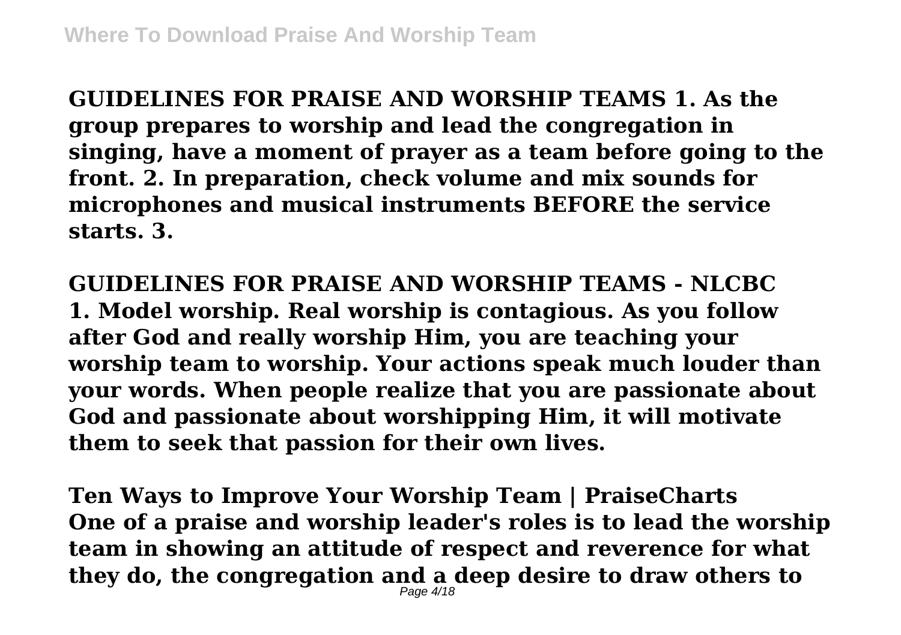**GUIDELINES FOR PRAISE AND WORSHIP TEAMS 1. As the group prepares to worship and lead the congregation in singing, have a moment of prayer as a team before going to the front. 2. In preparation, check volume and mix sounds for microphones and musical instruments BEFORE the service starts. 3.**

**GUIDELINES FOR PRAISE AND WORSHIP TEAMS - NLCBC**

**1. Model worship. Real worship is contagious. As you follow after God and really worship Him, you are teaching your worship team to worship. Your actions speak much louder than your words. When people realize that you are passionate about God and passionate about worshipping Him, it will motivate them to seek that passion for their own lives.**

**Ten Ways to Improve Your Worship Team | PraiseCharts**

**One of a praise and worship leader's roles is to lead the worship team in showing an attitude of respect and reverence for what they do, the congregation and a deep desire to draw others to**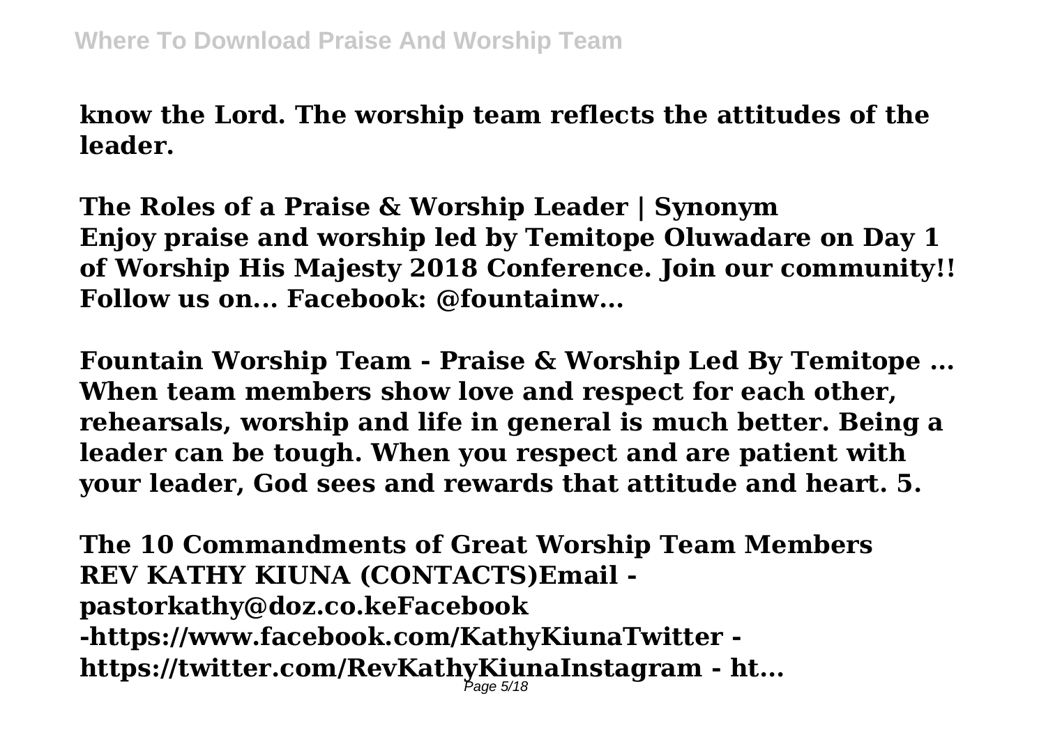**know the Lord. The worship team reflects the attitudes of the leader.**

**The Roles of a Praise & Worship Leader | Synonym**
**Enjoy praise and worship led by Temitope Oluwadare on Day 1 of Worship His Majesty 2018 Conference. Join our community!! Follow us on... Facebook: @fountainw...**

**Fountain Worship Team - Praise & Worship Led By Temitope ...**
**When team members show love and respect for each other, rehearsals, worship and life in general is much better. Being a leader can be tough. When you respect and are patient with your leader, God sees and rewards that attitude and heart. 5.**

**The 10 Commandments of Great Worship Team Members**
**REV KATHY KIUNA (CONTACTS)Email - pastorkathy@doz.co.keFacebook -https://www.facebook.com/KathyKiunaTwitter - https://twitter.com/RevKathyKiunaInstagram - ht...**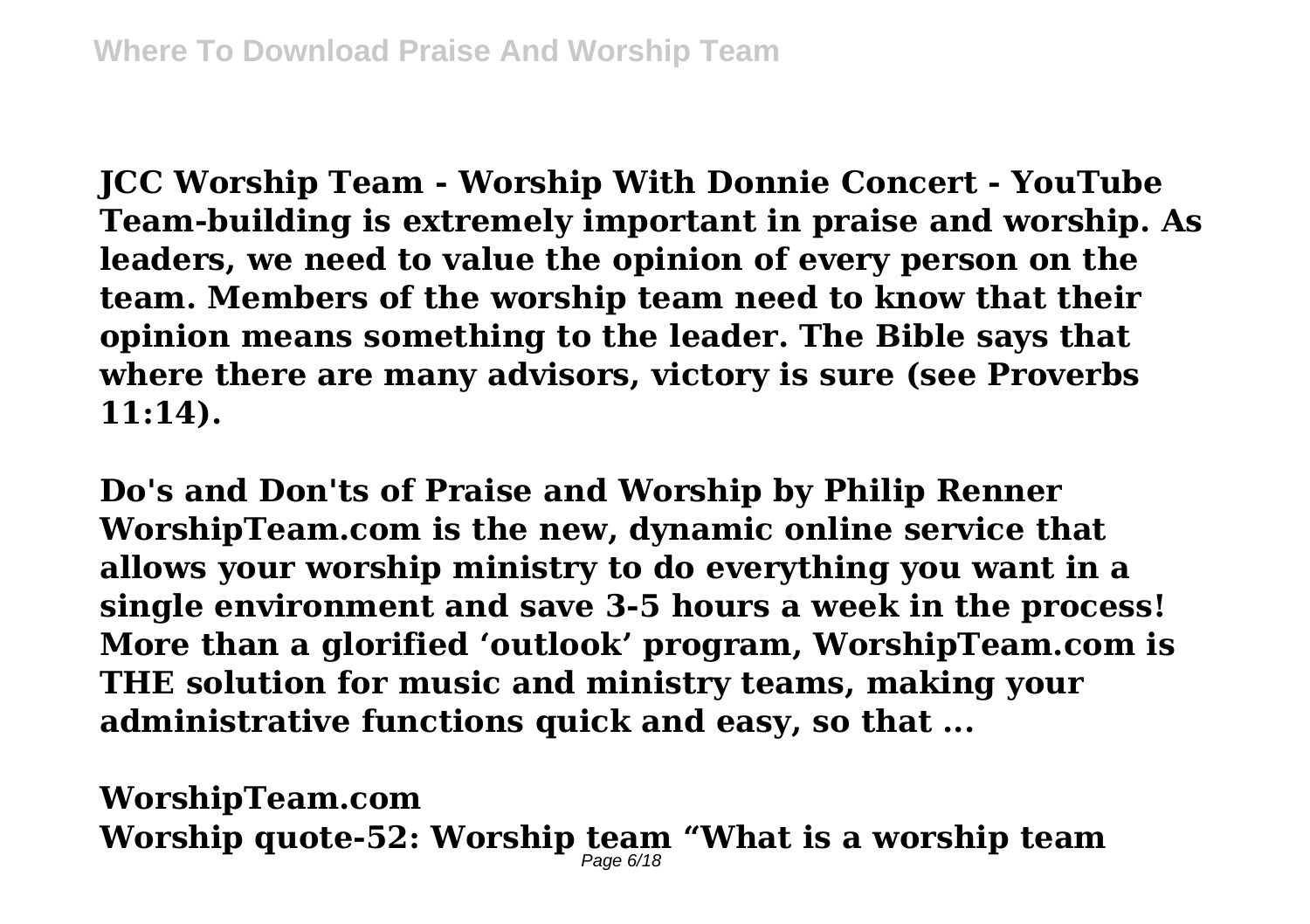**JCC Worship Team - Worship With Donnie Concert - YouTube**
**Team-building is extremely important in praise and worship. As leaders, we need to value the opinion of every person on the team. Members of the worship team need to know that their opinion means something to the leader. The Bible says that where there are many advisors, victory is sure (see Proverbs 11:14).**

**Do's and Don'ts of Praise and Worship by Philip Renner**
**WorshipTeam.com is the new, dynamic online service that allows your worship ministry to do everything you want in a single environment and save 3-5 hours a week in the process! More than a glorified 'outlook' program, WorshipTeam.com is THE solution for music and ministry teams, making your administrative functions quick and easy, so that ...**

**WorshipTeam.com**
**Worship quote-52: Worship team "What is a worship team**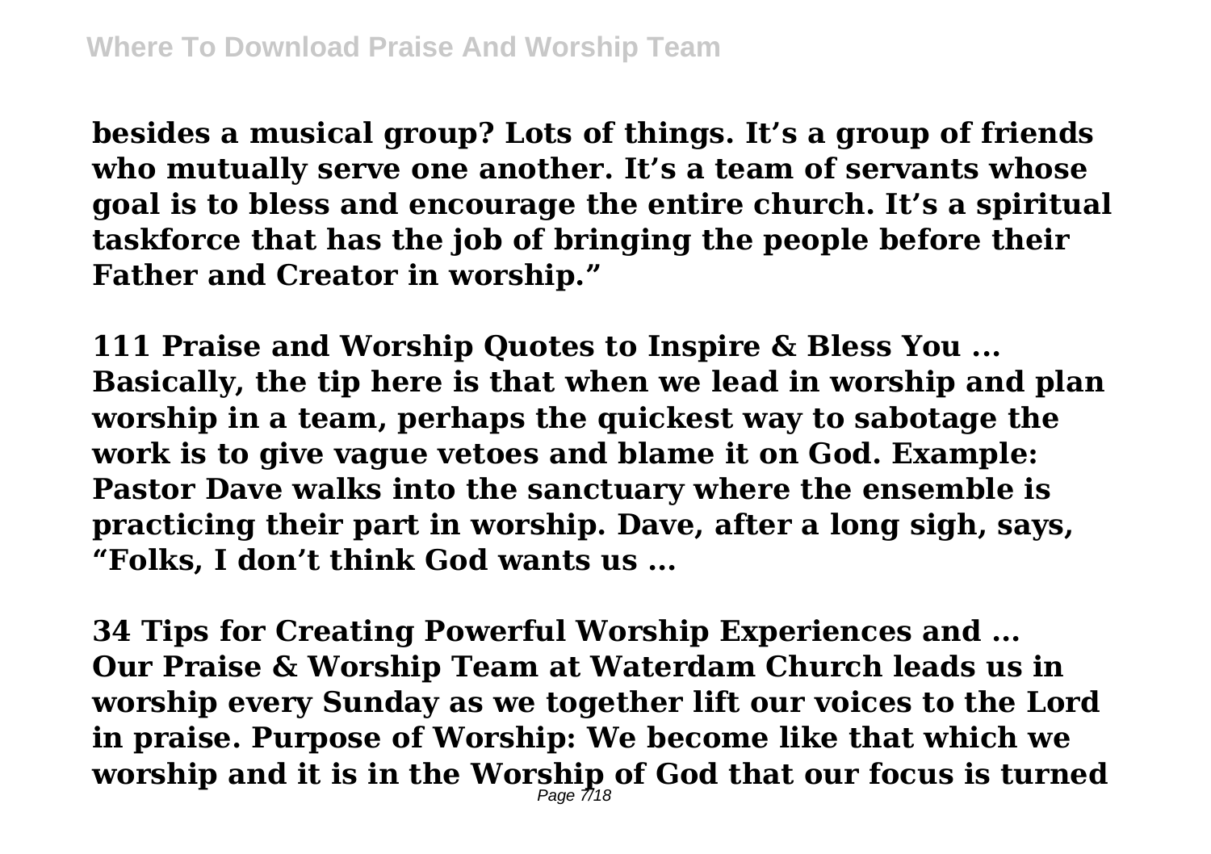**besides a musical group? Lots of things. It's a group of friends who mutually serve one another. It's a team of servants whose goal is to bless and encourage the entire church. It's a spiritual taskforce that has the job of bringing the people before their Father and Creator in worship."**

**111 Praise and Worship Quotes to Inspire & Bless You ...**
**Basically, the tip here is that when we lead in worship and plan worship in a team, perhaps the quickest way to sabotage the work is to give vague vetoes and blame it on God. Example: Pastor Dave walks into the sanctuary where the ensemble is practicing their part in worship. Dave, after a long sigh, says, "Folks, I don't think God wants us ...**

**34 Tips for Creating Powerful Worship Experiences and ...**
**Our Praise & Worship Team at Waterdam Church leads us in worship every Sunday as we together lift our voices to the Lord in praise. Purpose of Worship: We become like that which we worship and it is in the Worship of God that our focus is turned**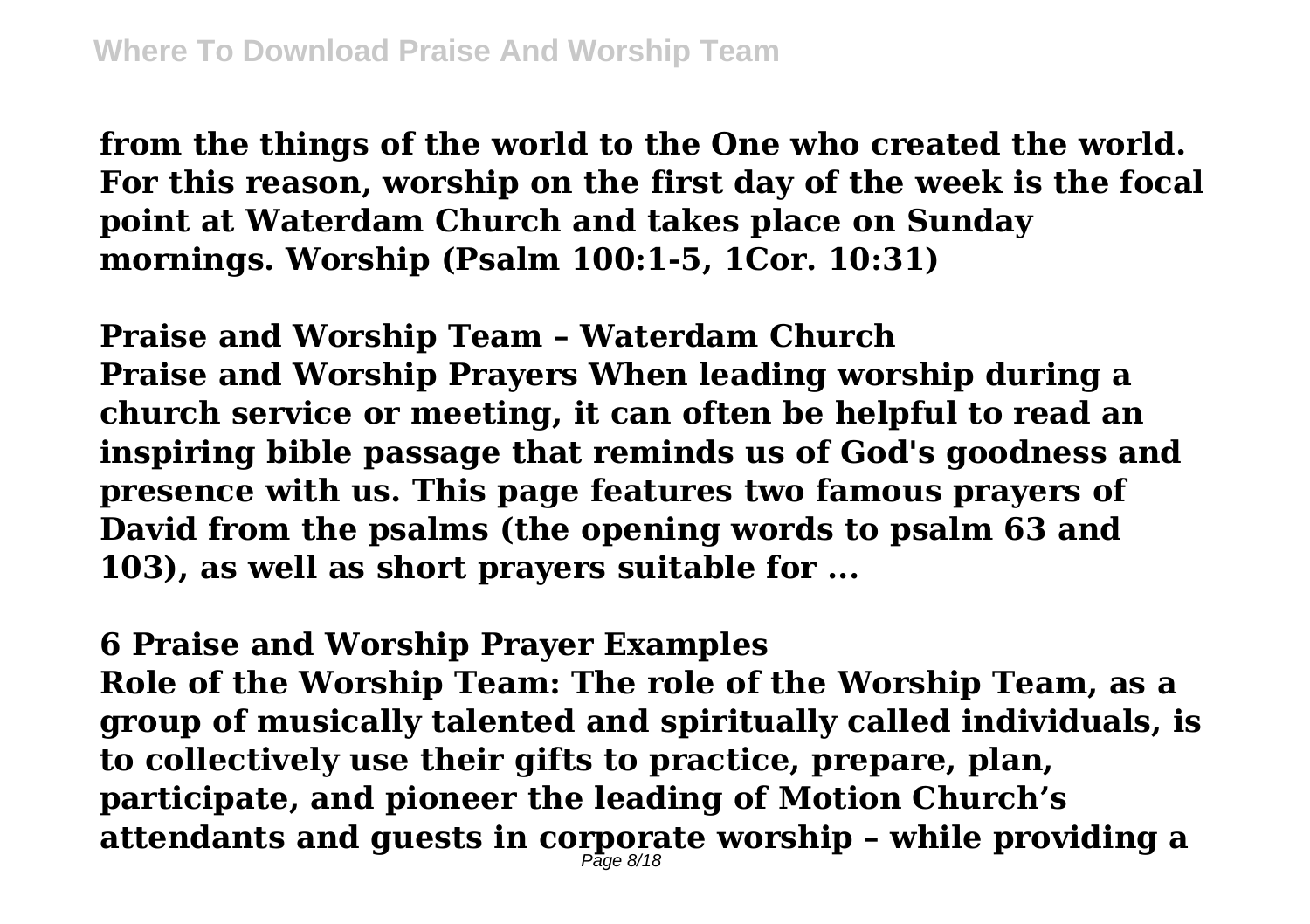**from the things of the world to the One who created the world. For this reason, worship on the first day of the week is the focal point at Waterdam Church and takes place on Sunday mornings. Worship (Psalm 100:1-5, 1Cor. 10:31)**

**Praise and Worship Team – Waterdam Church**

**Praise and Worship Prayers When leading worship during a church service or meeting, it can often be helpful to read an inspiring bible passage that reminds us of God's goodness and presence with us. This page features two famous prayers of David from the psalms (the opening words to psalm 63 and 103), as well as short prayers suitable for ...**

**6 Praise and Worship Prayer Examples**

**Role of the Worship Team: The role of the Worship Team, as a group of musically talented and spiritually called individuals, is to collectively use their gifts to practice, prepare, plan, participate, and pioneer the leading of Motion Church's attendants and guests in corporate worship – while providing a**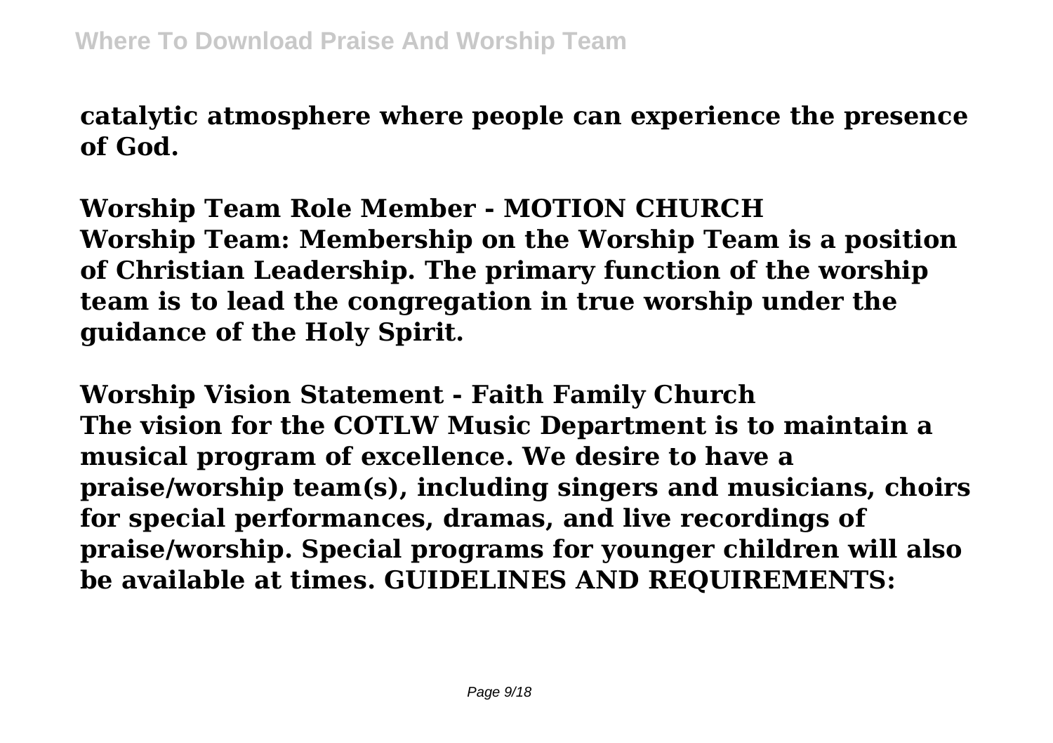**catalytic atmosphere where people can experience the presence of God.**

**Worship Team Role Member - MOTION CHURCH**
**Worship Team: Membership on the Worship Team is a position of Christian Leadership. The primary function of the worship team is to lead the congregation in true worship under the guidance of the Holy Spirit.**

**Worship Vision Statement - Faith Family Church**
**The vision for the COTLW Music Department is to maintain a musical program of excellence. We desire to have a praise/worship team(s), including singers and musicians, choirs for special performances, dramas, and live recordings of praise/worship. Special programs for younger children will also be available at times. GUIDELINES AND REQUIREMENTS:**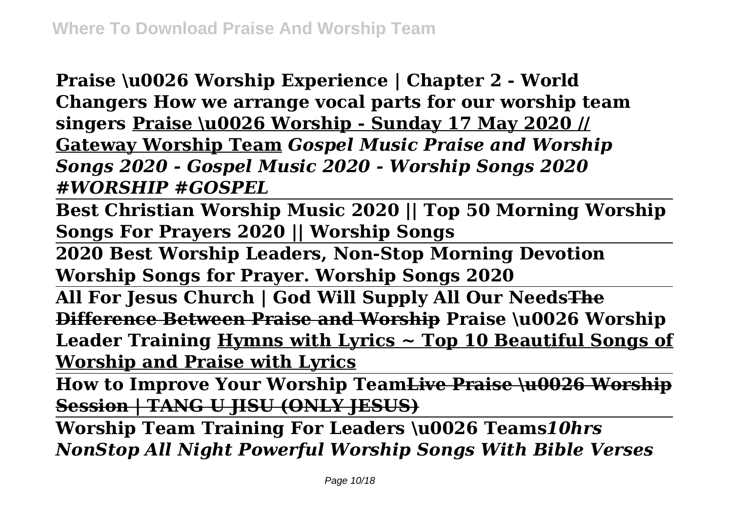**Praise \u0026 Worship Experience | Chapter 2 - World Changers How we arrange vocal parts for our worship team singers** **Praise \u0026 Worship - Sunday 17 May 2020 // Gateway Worship Team** ***Gospel Music Praise and Worship Songs 2020 - Gospel Music 2020 - Worship Songs 2020 #WORSHIP #GOSPEL***

**Best Christian Worship Music 2020 || Top 50 Morning Worship Songs For Prayers 2020 || Worship Songs**

**2020 Best Worship Leaders, Non-Stop Morning Devotion Worship Songs for Prayer. Worship Songs 2020**

**All For Jesus Church | God Will Supply All Our Needs~~The Difference Between Praise and Worship~~ Praise \u0026 Worship Leader Training Hymns with Lyrics ~ Top 10 Beautiful Songs of Worship and Praise with Lyrics**

**How to Improve Your Worship Team~~Live Praise \u0026 Worship Session | TANG U JISU (ONLY JESUS)~~**

**Worship Team Training For Leaders \u0026 Teams*10hrs NonStop All Night Powerful Worship Songs With Bible Verses***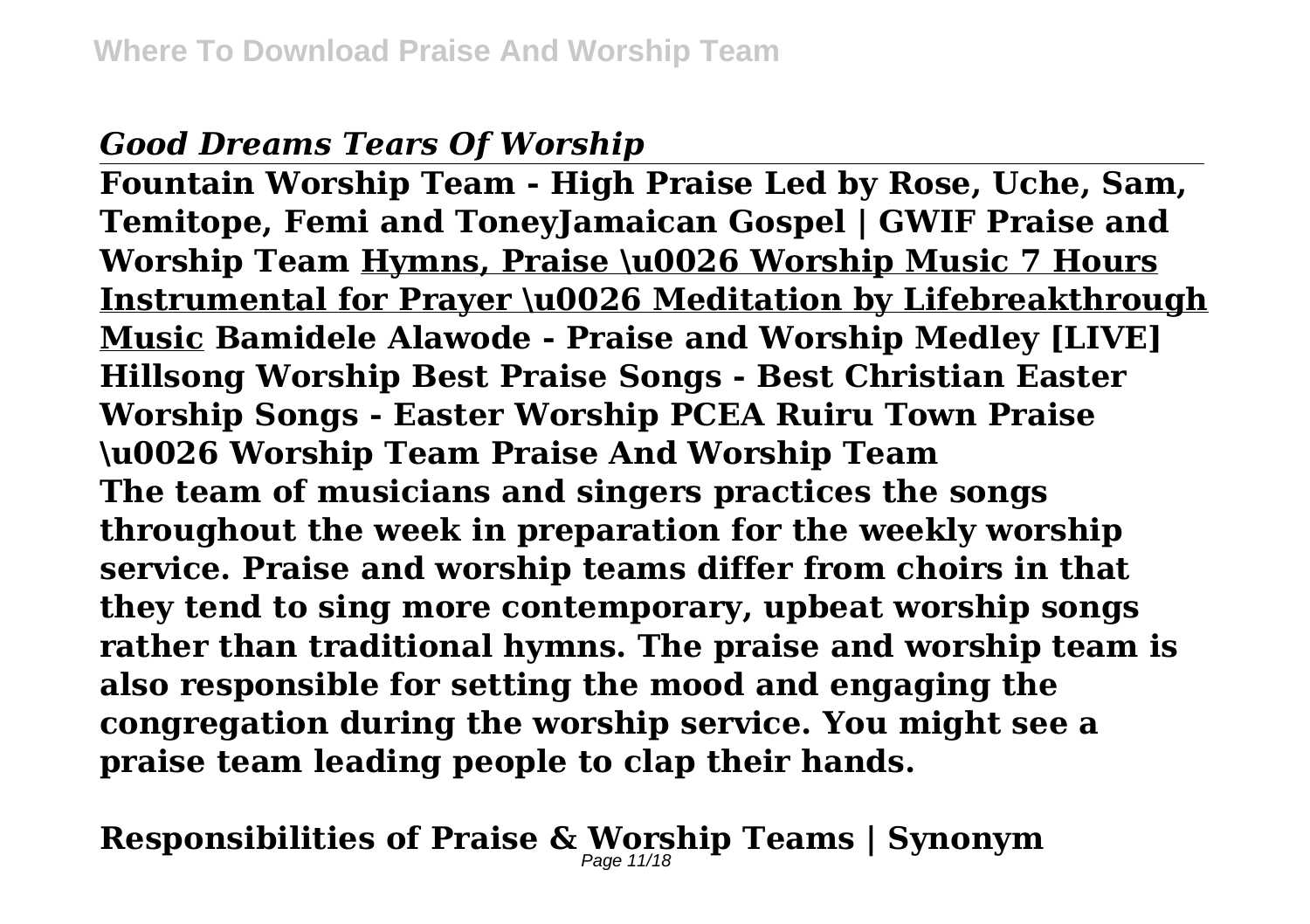### *Good Dreams Tears Of Worship*

**Fountain Worship Team - High Praise Led by Rose, Uche, Sam, Temitope, Femi and ToneyJamaican Gospel | GWIF Praise and Worship Team** **Hymns, Praise \u0026 Worship Music 7 Hours Instrumental for Prayer \u0026 Meditation by Lifebreakthrough Music** **Bamidele Alawode - Praise and Worship Medley [LIVE] Hillsong Worship Best Praise Songs - Best Christian Easter Worship Songs - Easter Worship PCEA Ruiru Town Praise \u0026 Worship Team Praise And Worship Team**

**The team of musicians and singers practices the songs throughout the week in preparation for the weekly worship service. Praise and worship teams differ from choirs in that they tend to sing more contemporary, upbeat worship songs rather than traditional hymns. The praise and worship team is also responsible for setting the mood and engaging the congregation during the worship service. You might see a praise team leading people to clap their hands.**

## Responsibilities of Praise & Worship Teams | Synonym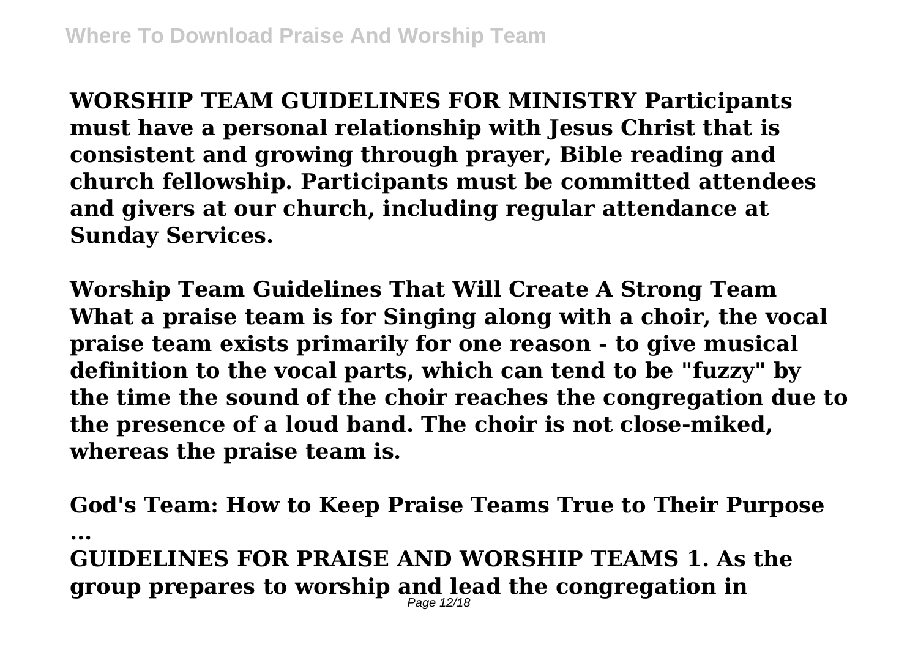**WORSHIP TEAM GUIDELINES FOR MINISTRY Participants must have a personal relationship with Jesus Christ that is consistent and growing through prayer, Bible reading and church fellowship. Participants must be committed attendees and givers at our church, including regular attendance at Sunday Services.**

**Worship Team Guidelines That Will Create A Strong Team What a praise team is for Singing along with a choir, the vocal praise team exists primarily for one reason - to give musical definition to the vocal parts, which can tend to be "fuzzy" by the time the sound of the choir reaches the congregation due to the presence of a loud band. The choir is not close-miked, whereas the praise team is.**

**God's Team: How to Keep Praise Teams True to Their Purpose ...**

**GUIDELINES FOR PRAISE AND WORSHIP TEAMS 1. As the group prepares to worship and lead the congregation in**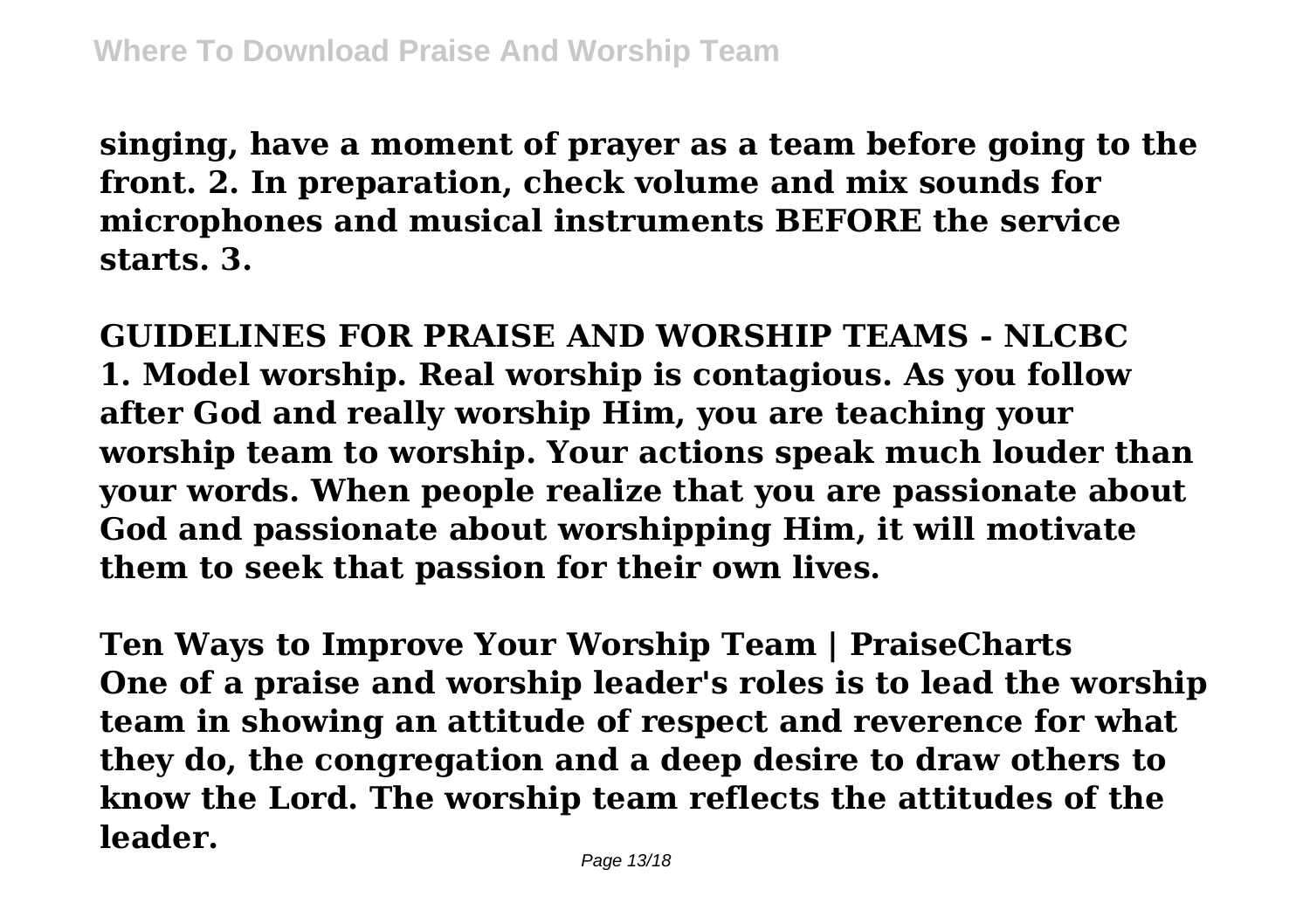**singing, have a moment of prayer as a team before going to the front. 2. In preparation, check volume and mix sounds for microphones and musical instruments BEFORE the service starts. 3.**

**GUIDELINES FOR PRAISE AND WORSHIP TEAMS - NLCBC**
**1. Model worship. Real worship is contagious. As you follow after God and really worship Him, you are teaching your worship team to worship. Your actions speak much louder than your words. When people realize that you are passionate about God and passionate about worshipping Him, it will motivate them to seek that passion for their own lives.**

**Ten Ways to Improve Your Worship Team | PraiseCharts**
**One of a praise and worship leader's roles is to lead the worship team in showing an attitude of respect and reverence for what they do, the congregation and a deep desire to draw others to know the Lord. The worship team reflects the attitudes of the leader.**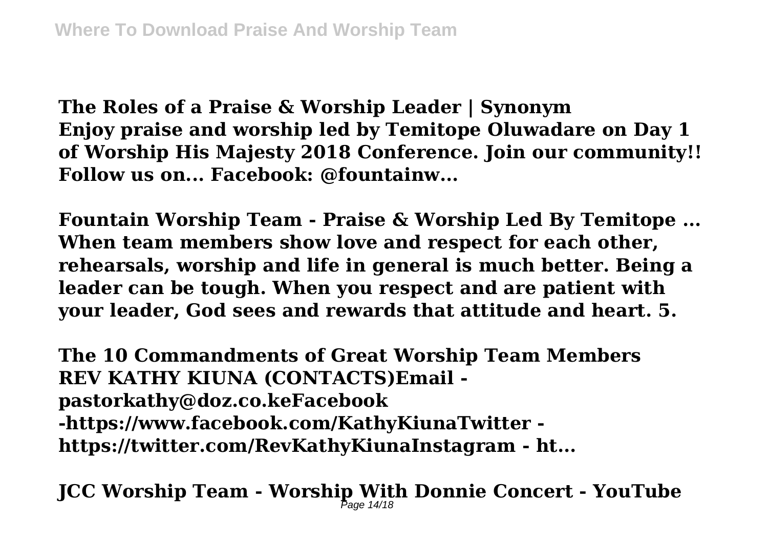**The Roles of a Praise & Worship Leader | Synonym**
**Enjoy praise and worship led by Temitope Oluwadare on Day 1 of Worship His Majesty 2018 Conference. Join our community!! Follow us on... Facebook: @fountainw...**

**Fountain Worship Team - Praise & Worship Led By Temitope ...**
**When team members show love and respect for each other, rehearsals, worship and life in general is much better. Being a leader can be tough. When you respect and are patient with your leader, God sees and rewards that attitude and heart. 5.**

**The 10 Commandments of Great Worship Team Members**
**REV KATHY KIUNA (CONTACTS)Email - pastorkathy@doz.co.keFacebook -https://www.facebook.com/KathyKiunaTwitter - https://twitter.com/RevKathyKiunaInstagram - ht...**

**JCC Worship Team - Worship With Donnie Concert - YouTube**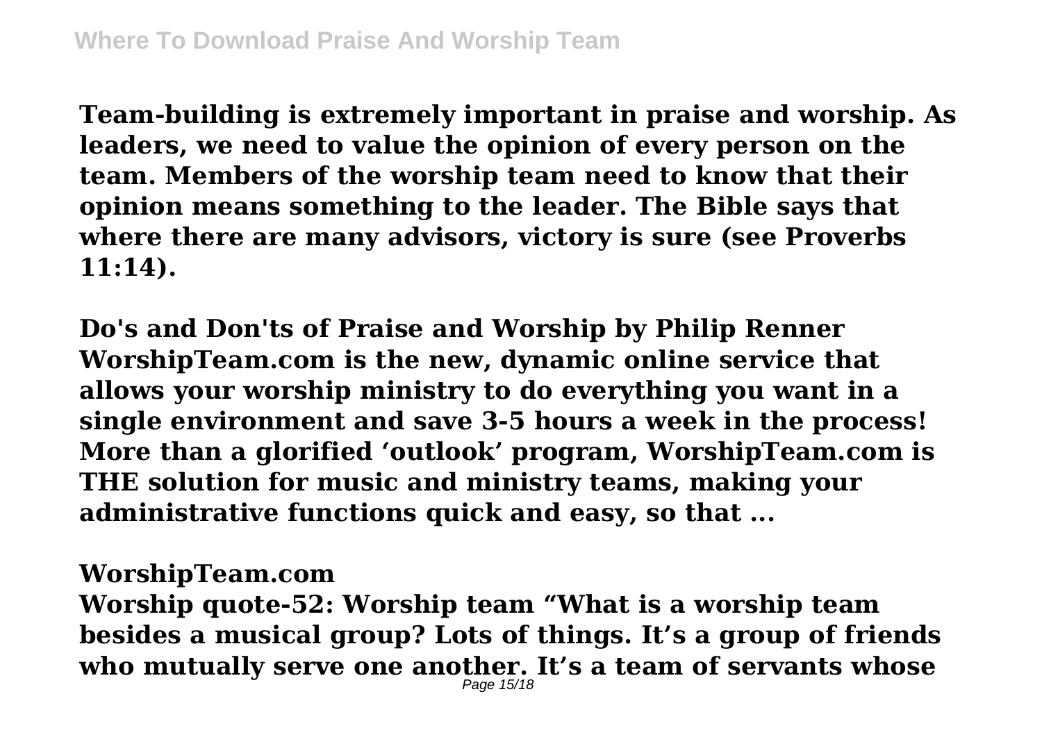**Team-building is extremely important in praise and worship. As leaders, we need to value the opinion of every person on the team. Members of the worship team need to know that their opinion means something to the leader. The Bible says that where there are many advisors, victory is sure (see Proverbs 11:14).**

**Do's and Don'ts of Praise and Worship by Philip Renner**
**WorshipTeam.com is the new, dynamic online service that allows your worship ministry to do everything you want in a single environment and save 3-5 hours a week in the process! More than a glorified 'outlook' program, WorshipTeam.com is THE solution for music and ministry teams, making your administrative functions quick and easy, so that ...**

**WorshipTeam.com**
**Worship quote-52: Worship team "What is a worship team besides a musical group? Lots of things. It's a group of friends who mutually serve one another. It's a team of servants whose**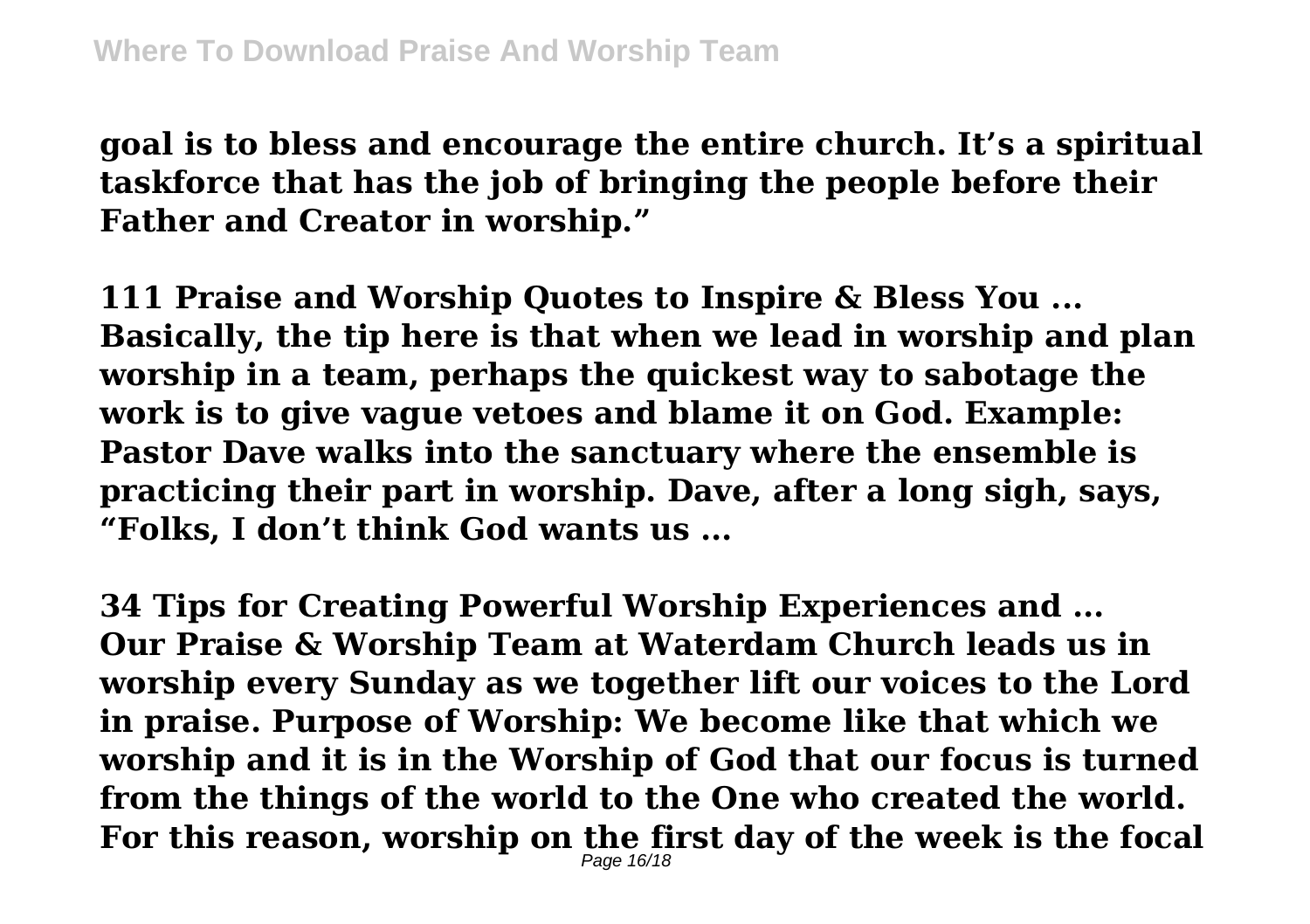**goal is to bless and encourage the entire church. It's a spiritual taskforce that has the job of bringing the people before their Father and Creator in worship."**

**111 Praise and Worship Quotes to Inspire & Bless You ...**
**Basically, the tip here is that when we lead in worship and plan worship in a team, perhaps the quickest way to sabotage the work is to give vague vetoes and blame it on God. Example: Pastor Dave walks into the sanctuary where the ensemble is practicing their part in worship. Dave, after a long sigh, says, "Folks, I don't think God wants us ...**

**34 Tips for Creating Powerful Worship Experiences and ...**
**Our Praise & Worship Team at Waterdam Church leads us in worship every Sunday as we together lift our voices to the Lord in praise. Purpose of Worship: We become like that which we worship and it is in the Worship of God that our focus is turned from the things of the world to the One who created the world. For this reason, worship on the first day of the week is the focal**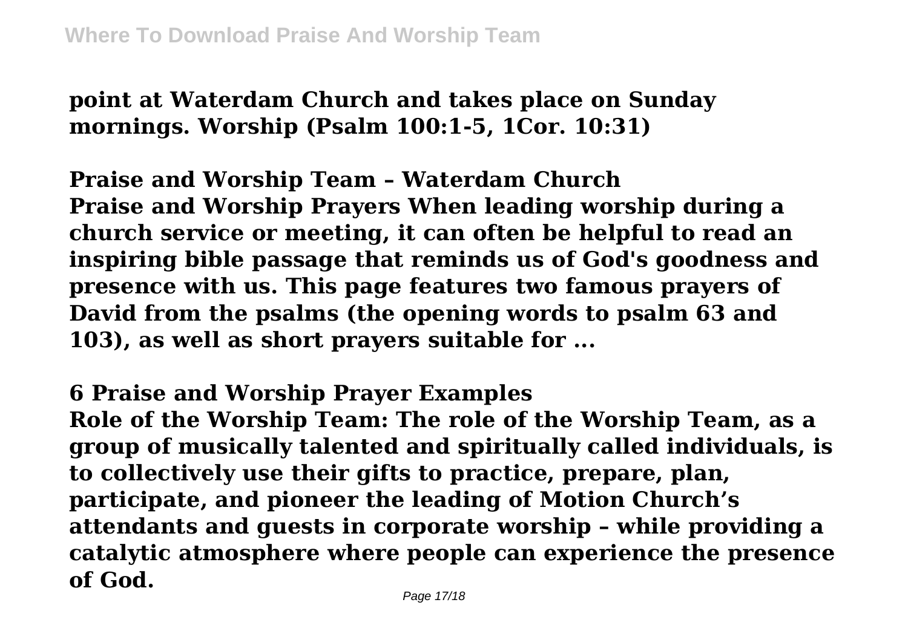**point at Waterdam Church and takes place on Sunday mornings. Worship (Psalm 100:1-5, 1Cor. 10:31)**

**Praise and Worship Team – Waterdam Church**

**Praise and Worship Prayers When leading worship during a church service or meeting, it can often be helpful to read an inspiring bible passage that reminds us of God's goodness and presence with us. This page features two famous prayers of David from the psalms (the opening words to psalm 63 and 103), as well as short prayers suitable for ...**

**6 Praise and Worship Prayer Examples**

**Role of the Worship Team: The role of the Worship Team, as a group of musically talented and spiritually called individuals, is to collectively use their gifts to practice, prepare, plan, participate, and pioneer the leading of Motion Church's attendants and guests in corporate worship – while providing a catalytic atmosphere where people can experience the presence of God.**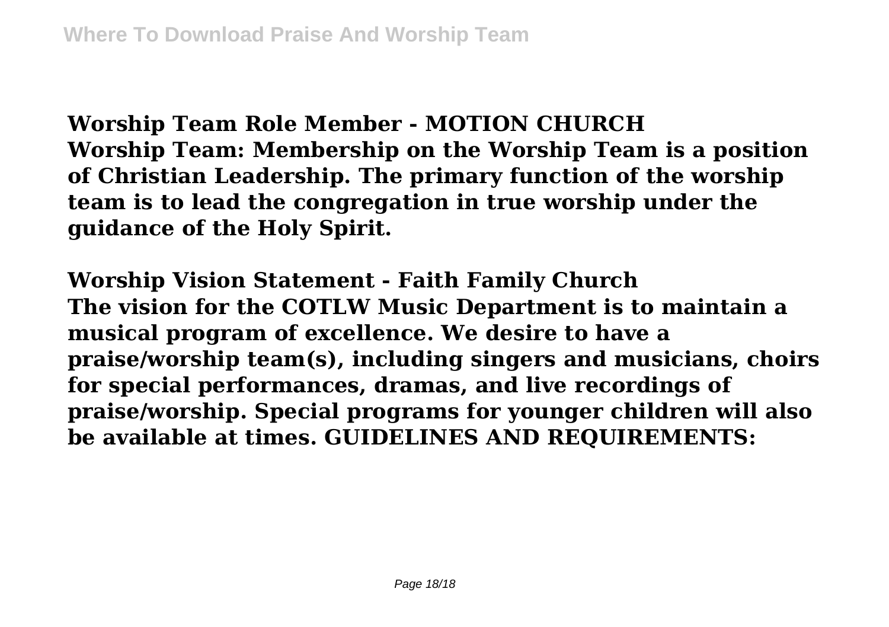**Worship Team Role Member - MOTION CHURCH**
**Worship Team: Membership on the Worship Team is a position of Christian Leadership. The primary function of the worship team is to lead the congregation in true worship under the guidance of the Holy Spirit.**

**Worship Vision Statement - Faith Family Church**
**The vision for the COTLW Music Department is to maintain a musical program of excellence. We desire to have a praise/worship team(s), including singers and musicians, choirs for special performances, dramas, and live recordings of praise/worship. Special programs for younger children will also be available at times. GUIDELINES AND REQUIREMENTS:**